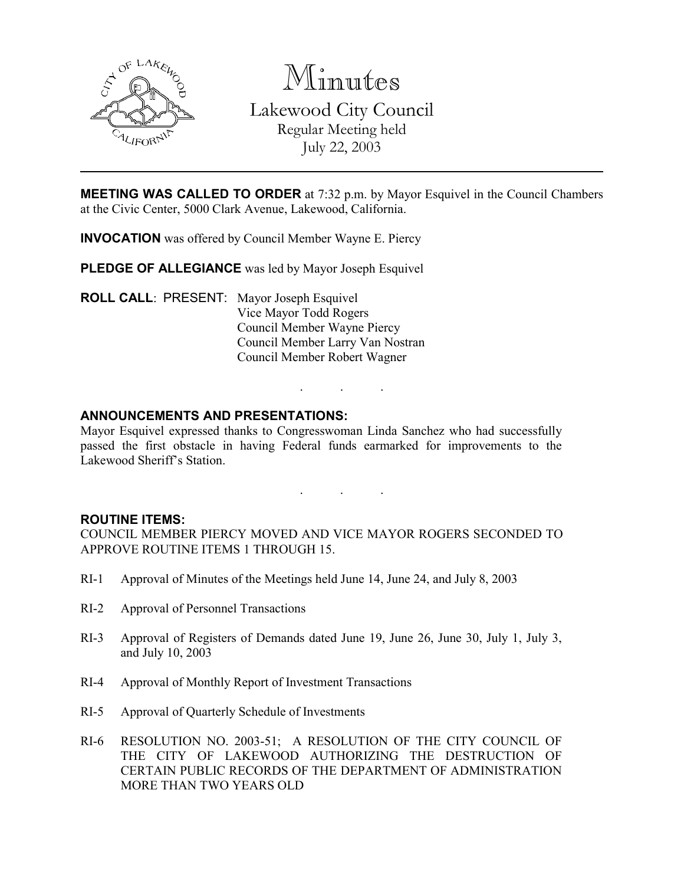# Minutes

## Lakewood City Council

Regular Meeting held
July 22, 2003

---

**MEETING WAS CALLED TO ORDER** at 7:32 p.m. by Mayor Esquivel in the Council Chambers at the Civic Center, 5000 Clark Avenue, Lakewood, California.

**INVOCATION** was offered by Council Member Wayne E. Piercy

**PLEDGE OF ALLEGIANCE** was led by Mayor Joseph Esquivel

**ROLL CALL**: PRESENT: Mayor Joseph Esquivel
Vice Mayor Todd Rogers
Council Member Wayne Piercy
Council Member Larry Van Nostran
Council Member Robert Wagner

. . .

**ANNOUNCEMENTS AND PRESENTATIONS:**

Mayor Esquivel expressed thanks to Congresswoman Linda Sanchez who had successfully passed the first obstacle in having Federal funds earmarked for improvements to the Lakewood Sheriff's Station.

. . .

**ROUTINE ITEMS:**

COUNCIL MEMBER PIERCY MOVED AND VICE MAYOR ROGERS SECONDED TO APPROVE ROUTINE ITEMS 1 THROUGH 15.

RI-1 Approval of Minutes of the Meetings held June 14, June 24, and July 8, 2003

RI-2 Approval of Personnel Transactions

RI-3 Approval of Registers of Demands dated June 19, June 26, June 30, July 1, July 3, and July 10, 2003

RI-4 Approval of Monthly Report of Investment Transactions

RI-5 Approval of Quarterly Schedule of Investments

RI-6 RESOLUTION NO. 2003-51; A RESOLUTION OF THE CITY COUNCIL OF THE CITY OF LAKEWOOD AUTHORIZING THE DESTRUCTION OF CERTAIN PUBLIC RECORDS OF THE DEPARTMENT OF ADMINISTRATION MORE THAN TWO YEARS OLD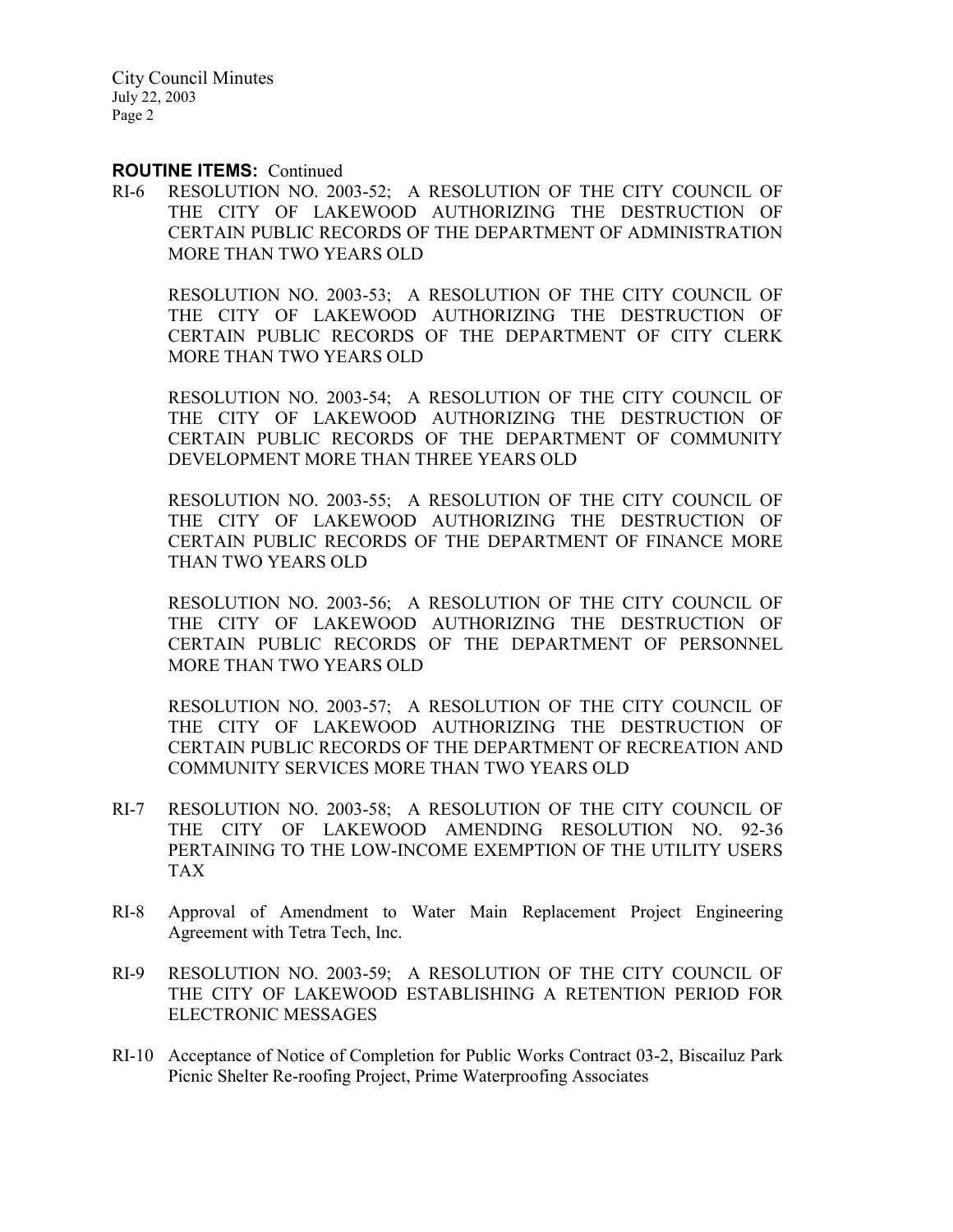**ROUTINE ITEMS:** Continued

RI-6 RESOLUTION NO. 2003-52; A RESOLUTION OF THE CITY COUNCIL OF THE CITY OF LAKEWOOD AUTHORIZING THE DESTRUCTION OF CERTAIN PUBLIC RECORDS OF THE DEPARTMENT OF ADMINISTRATION MORE THAN TWO YEARS OLD

RESOLUTION NO. 2003-53; A RESOLUTION OF THE CITY COUNCIL OF THE CITY OF LAKEWOOD AUTHORIZING THE DESTRUCTION OF CERTAIN PUBLIC RECORDS OF THE DEPARTMENT OF CITY CLERK MORE THAN TWO YEARS OLD

RESOLUTION NO. 2003-54; A RESOLUTION OF THE CITY COUNCIL OF THE CITY OF LAKEWOOD AUTHORIZING THE DESTRUCTION OF CERTAIN PUBLIC RECORDS OF THE DEPARTMENT OF COMMUNITY DEVELOPMENT MORE THAN THREE YEARS OLD

RESOLUTION NO. 2003-55; A RESOLUTION OF THE CITY COUNCIL OF THE CITY OF LAKEWOOD AUTHORIZING THE DESTRUCTION OF CERTAIN PUBLIC RECORDS OF THE DEPARTMENT OF FINANCE MORE THAN TWO YEARS OLD

RESOLUTION NO. 2003-56; A RESOLUTION OF THE CITY COUNCIL OF THE CITY OF LAKEWOOD AUTHORIZING THE DESTRUCTION OF CERTAIN PUBLIC RECORDS OF THE DEPARTMENT OF PERSONNEL MORE THAN TWO YEARS OLD

RESOLUTION NO. 2003-57; A RESOLUTION OF THE CITY COUNCIL OF THE CITY OF LAKEWOOD AUTHORIZING THE DESTRUCTION OF CERTAIN PUBLIC RECORDS OF THE DEPARTMENT OF RECREATION AND COMMUNITY SERVICES MORE THAN TWO YEARS OLD

RI-7 RESOLUTION NO. 2003-58; A RESOLUTION OF THE CITY COUNCIL OF THE CITY OF LAKEWOOD AMENDING RESOLUTION NO. 92-36 PERTAINING TO THE LOW-INCOME EXEMPTION OF THE UTILITY USERS TAX

RI-8 Approval of Amendment to Water Main Replacement Project Engineering Agreement with Tetra Tech, Inc.

RI-9 RESOLUTION NO. 2003-59; A RESOLUTION OF THE CITY COUNCIL OF THE CITY OF LAKEWOOD ESTABLISHING A RETENTION PERIOD FOR ELECTRONIC MESSAGES

RI-10 Acceptance of Notice of Completion for Public Works Contract 03-2, Biscailuz Park Picnic Shelter Re-roofing Project, Prime Waterproofing Associates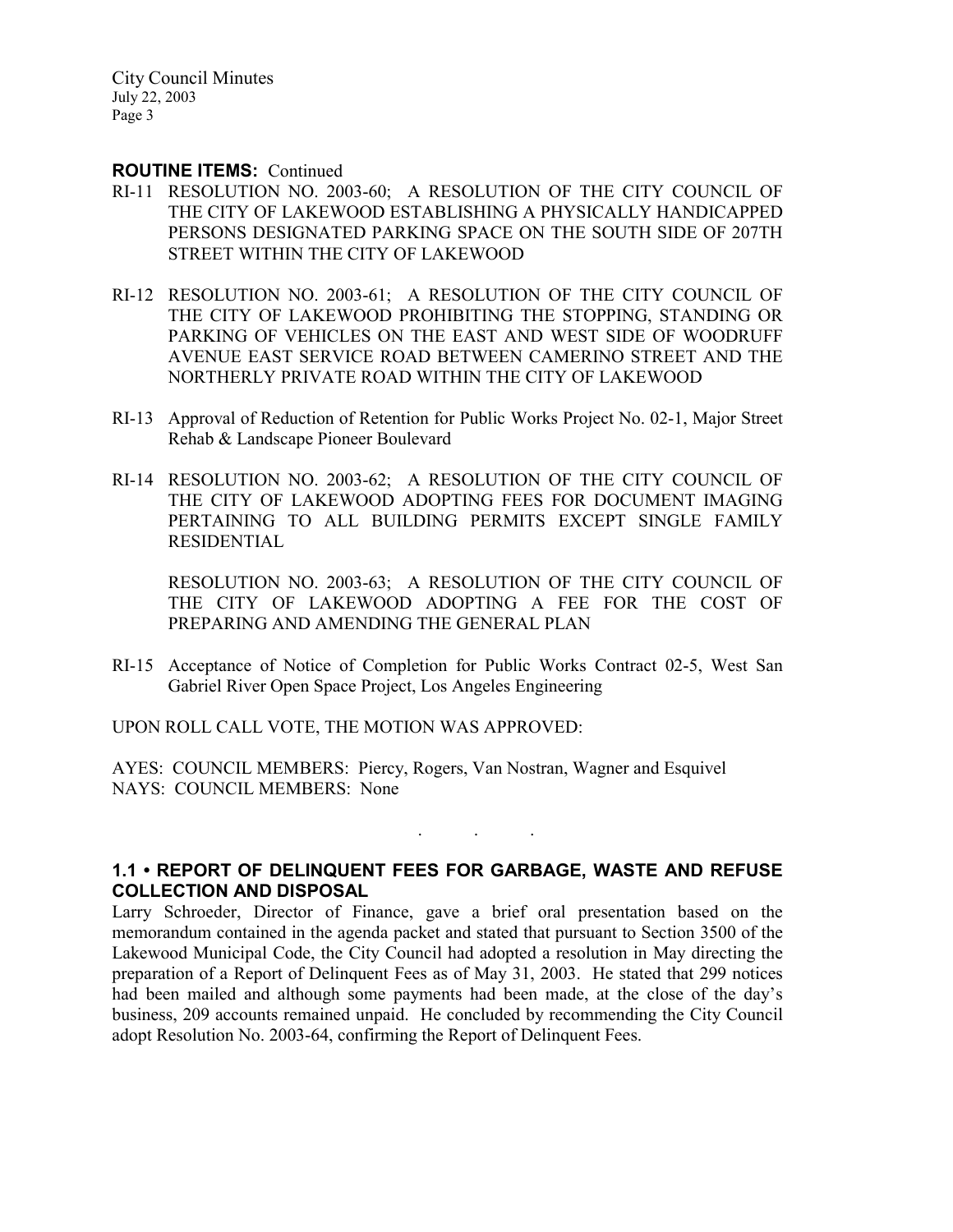**ROUTINE ITEMS:** Continued

RI-11 RESOLUTION NO. 2003-60; A RESOLUTION OF THE CITY COUNCIL OF THE CITY OF LAKEWOOD ESTABLISHING A PHYSICALLY HANDICAPPED PERSONS DESIGNATED PARKING SPACE ON THE SOUTH SIDE OF 207TH STREET WITHIN THE CITY OF LAKEWOOD

RI-12 RESOLUTION NO. 2003-61; A RESOLUTION OF THE CITY COUNCIL OF THE CITY OF LAKEWOOD PROHIBITING THE STOPPING, STANDING OR PARKING OF VEHICLES ON THE EAST AND WEST SIDE OF WOODRUFF AVENUE EAST SERVICE ROAD BETWEEN CAMERINO STREET AND THE NORTHERLY PRIVATE ROAD WITHIN THE CITY OF LAKEWOOD

RI-13 Approval of Reduction of Retention for Public Works Project No. 02-1, Major Street Rehab & Landscape Pioneer Boulevard

RI-14 RESOLUTION NO. 2003-62; A RESOLUTION OF THE CITY COUNCIL OF THE CITY OF LAKEWOOD ADOPTING FEES FOR DOCUMENT IMAGING PERTAINING TO ALL BUILDING PERMITS EXCEPT SINGLE FAMILY RESIDENTIAL

RESOLUTION NO. 2003-63; A RESOLUTION OF THE CITY COUNCIL OF THE CITY OF LAKEWOOD ADOPTING A FEE FOR THE COST OF PREPARING AND AMENDING THE GENERAL PLAN

RI-15 Acceptance of Notice of Completion for Public Works Contract 02-5, West San Gabriel River Open Space Project, Los Angeles Engineering

UPON ROLL CALL VOTE, THE MOTION WAS APPROVED:

AYES: COUNCIL MEMBERS: Piercy, Rogers, Van Nostran, Wagner and Esquivel
NAYS: COUNCIL MEMBERS: None

. . .

**1.1 • REPORT OF DELINQUENT FEES FOR GARBAGE, WASTE AND REFUSE COLLECTION AND DISPOSAL**

Larry Schroeder, Director of Finance, gave a brief oral presentation based on the memorandum contained in the agenda packet and stated that pursuant to Section 3500 of the Lakewood Municipal Code, the City Council had adopted a resolution in May directing the preparation of a Report of Delinquent Fees as of May 31, 2003. He stated that 299 notices had been mailed and although some payments had been made, at the close of the day's business, 209 accounts remained unpaid. He concluded by recommending the City Council adopt Resolution No. 2003-64, confirming the Report of Delinquent Fees.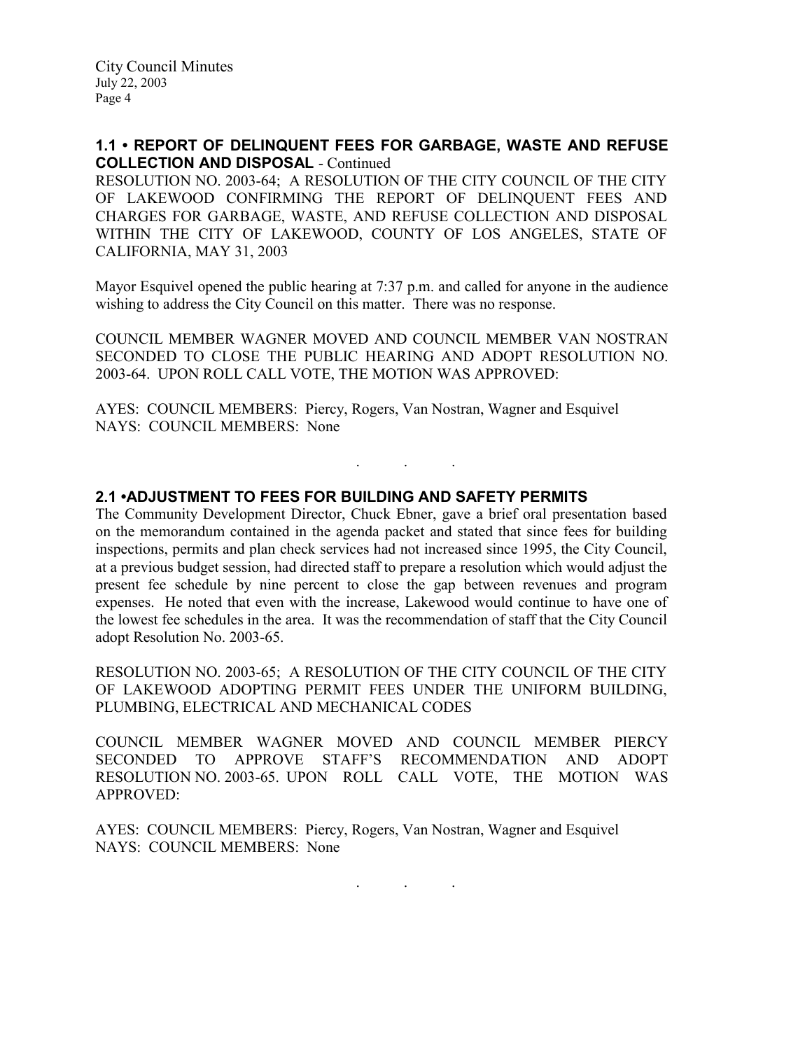### 1.1 • REPORT OF DELINQUENT FEES FOR GARBAGE, WASTE AND REFUSE COLLECTION AND DISPOSAL - Continued

RESOLUTION NO. 2003-64; A RESOLUTION OF THE CITY COUNCIL OF THE CITY OF LAKEWOOD CONFIRMING THE REPORT OF DELINQUENT FEES AND CHARGES FOR GARBAGE, WASTE, AND REFUSE COLLECTION AND DISPOSAL WITHIN THE CITY OF LAKEWOOD, COUNTY OF LOS ANGELES, STATE OF CALIFORNIA, MAY 31, 2003

Mayor Esquivel opened the public hearing at 7:37 p.m. and called for anyone in the audience wishing to address the City Council on this matter. There was no response.

COUNCIL MEMBER WAGNER MOVED AND COUNCIL MEMBER VAN NOSTRAN SECONDED TO CLOSE THE PUBLIC HEARING AND ADOPT RESOLUTION NO. 2003-64. UPON ROLL CALL VOTE, THE MOTION WAS APPROVED:

AYES: COUNCIL MEMBERS: Piercy, Rogers, Van Nostran, Wagner and Esquivel
NAYS: COUNCIL MEMBERS: None

. . .

### 2.1 •ADJUSTMENT TO FEES FOR BUILDING AND SAFETY PERMITS

The Community Development Director, Chuck Ebner, gave a brief oral presentation based on the memorandum contained in the agenda packet and stated that since fees for building inspections, permits and plan check services had not increased since 1995, the City Council, at a previous budget session, had directed staff to prepare a resolution which would adjust the present fee schedule by nine percent to close the gap between revenues and program expenses. He noted that even with the increase, Lakewood would continue to have one of the lowest fee schedules in the area. It was the recommendation of staff that the City Council adopt Resolution No. 2003-65.

RESOLUTION NO. 2003-65; A RESOLUTION OF THE CITY COUNCIL OF THE CITY OF LAKEWOOD ADOPTING PERMIT FEES UNDER THE UNIFORM BUILDING, PLUMBING, ELECTRICAL AND MECHANICAL CODES

COUNCIL MEMBER WAGNER MOVED AND COUNCIL MEMBER PIERCY SECONDED TO APPROVE STAFF'S RECOMMENDATION AND ADOPT RESOLUTION NO. 2003-65. UPON ROLL CALL VOTE, THE MOTION WAS APPROVED:

AYES: COUNCIL MEMBERS: Piercy, Rogers, Van Nostran, Wagner and Esquivel
NAYS: COUNCIL MEMBERS: None

. . .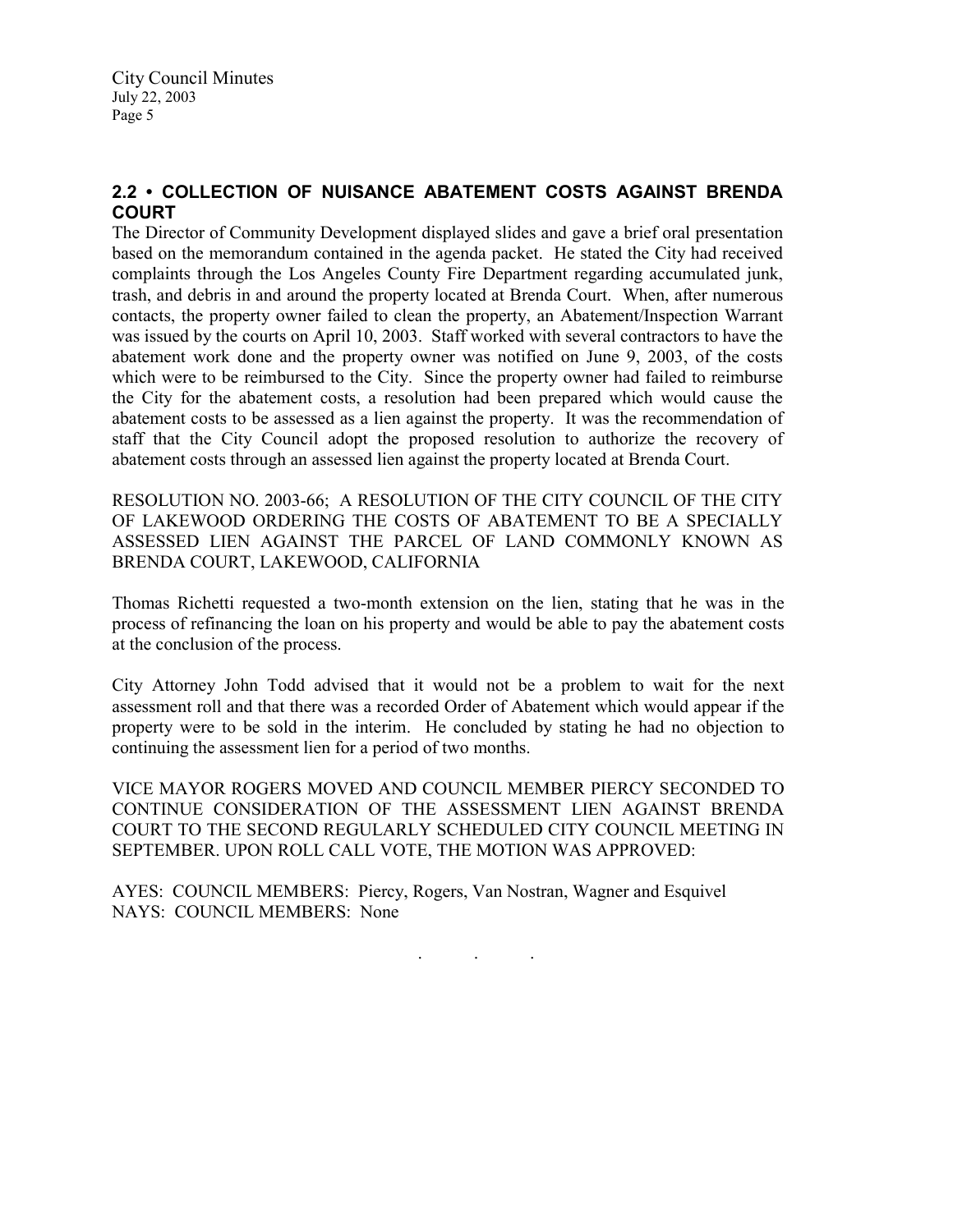## 2.2 • COLLECTION OF NUISANCE ABATEMENT COSTS AGAINST BRENDA COURT

The Director of Community Development displayed slides and gave a brief oral presentation based on the memorandum contained in the agenda packet. He stated the City had received complaints through the Los Angeles County Fire Department regarding accumulated junk, trash, and debris in and around the property located at Brenda Court. When, after numerous contacts, the property owner failed to clean the property, an Abatement/Inspection Warrant was issued by the courts on April 10, 2003. Staff worked with several contractors to have the abatement work done and the property owner was notified on June 9, 2003, of the costs which were to be reimbursed to the City. Since the property owner had failed to reimburse the City for the abatement costs, a resolution had been prepared which would cause the abatement costs to be assessed as a lien against the property. It was the recommendation of staff that the City Council adopt the proposed resolution to authorize the recovery of abatement costs through an assessed lien against the property located at Brenda Court.

RESOLUTION NO. 2003-66; A RESOLUTION OF THE CITY COUNCIL OF THE CITY OF LAKEWOOD ORDERING THE COSTS OF ABATEMENT TO BE A SPECIALLY ASSESSED LIEN AGAINST THE PARCEL OF LAND COMMONLY KNOWN AS BRENDA COURT, LAKEWOOD, CALIFORNIA

Thomas Richetti requested a two-month extension on the lien, stating that he was in the process of refinancing the loan on his property and would be able to pay the abatement costs at the conclusion of the process.

City Attorney John Todd advised that it would not be a problem to wait for the next assessment roll and that there was a recorded Order of Abatement which would appear if the property were to be sold in the interim. He concluded by stating he had no objection to continuing the assessment lien for a period of two months.

VICE MAYOR ROGERS MOVED AND COUNCIL MEMBER PIERCY SECONDED TO CONTINUE CONSIDERATION OF THE ASSESSMENT LIEN AGAINST BRENDA COURT TO THE SECOND REGULARLY SCHEDULED CITY COUNCIL MEETING IN SEPTEMBER. UPON ROLL CALL VOTE, THE MOTION WAS APPROVED:

AYES: COUNCIL MEMBERS: Piercy, Rogers, Van Nostran, Wagner and Esquivel
NAYS: COUNCIL MEMBERS: None

. . .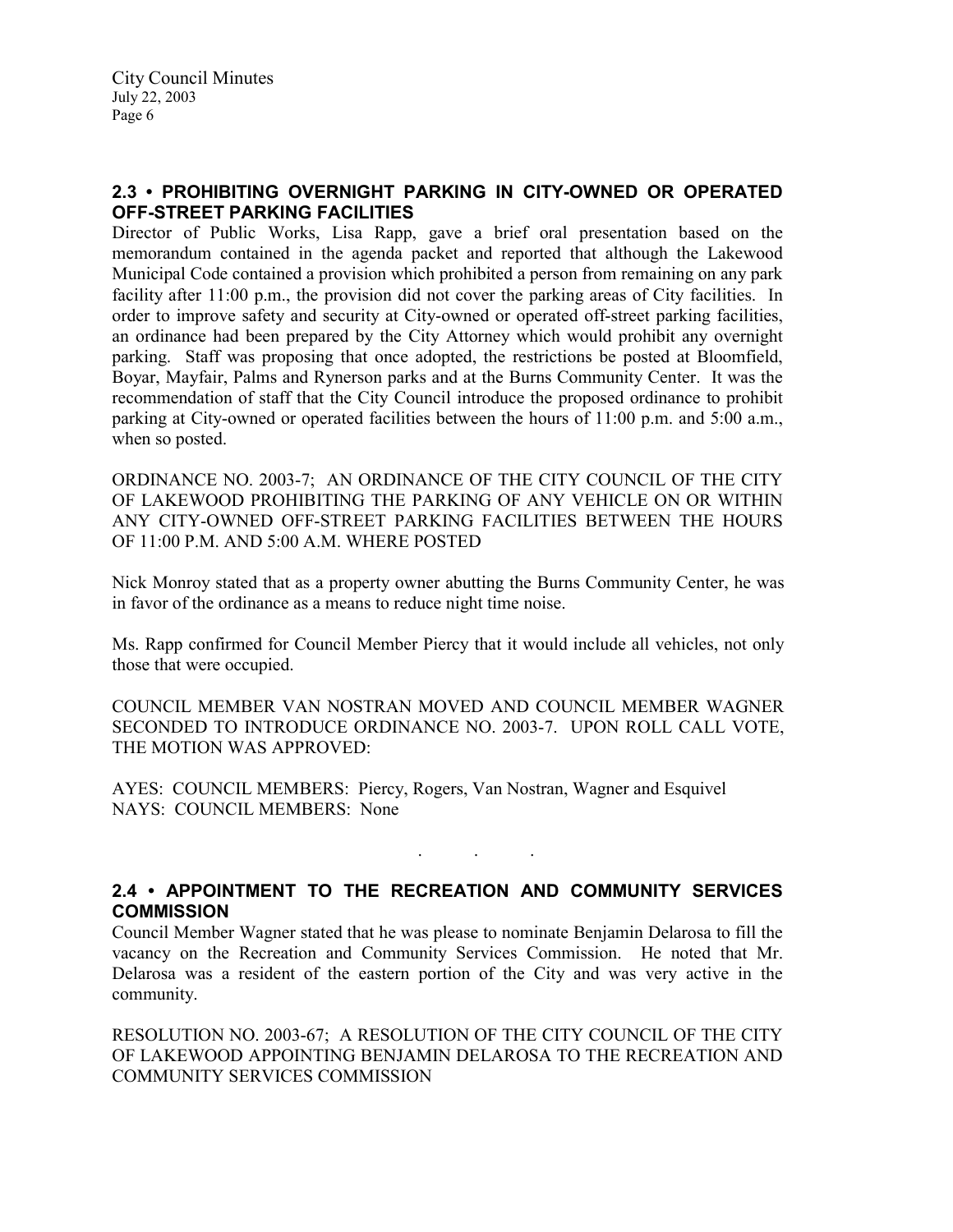## 2.3 • PROHIBITING OVERNIGHT PARKING IN CITY-OWNED OR OPERATED OFF-STREET PARKING FACILITIES

Director of Public Works, Lisa Rapp, gave a brief oral presentation based on the memorandum contained in the agenda packet and reported that although the Lakewood Municipal Code contained a provision which prohibited a person from remaining on any park facility after 11:00 p.m., the provision did not cover the parking areas of City facilities. In order to improve safety and security at City-owned or operated off-street parking facilities, an ordinance had been prepared by the City Attorney which would prohibit any overnight parking. Staff was proposing that once adopted, the restrictions be posted at Bloomfield, Boyar, Mayfair, Palms and Rynerson parks and at the Burns Community Center. It was the recommendation of staff that the City Council introduce the proposed ordinance to prohibit parking at City-owned or operated facilities between the hours of 11:00 p.m. and 5:00 a.m., when so posted.

ORDINANCE NO. 2003-7; AN ORDINANCE OF THE CITY COUNCIL OF THE CITY OF LAKEWOOD PROHIBITING THE PARKING OF ANY VEHICLE ON OR WITHIN ANY CITY-OWNED OFF-STREET PARKING FACILITIES BETWEEN THE HOURS OF 11:00 P.M. AND 5:00 A.M. WHERE POSTED

Nick Monroy stated that as a property owner abutting the Burns Community Center, he was in favor of the ordinance as a means to reduce night time noise.

Ms. Rapp confirmed for Council Member Piercy that it would include all vehicles, not only those that were occupied.

COUNCIL MEMBER VAN NOSTRAN MOVED AND COUNCIL MEMBER WAGNER SECONDED TO INTRODUCE ORDINANCE NO. 2003-7. UPON ROLL CALL VOTE, THE MOTION WAS APPROVED:

AYES: COUNCIL MEMBERS: Piercy, Rogers, Van Nostran, Wagner and Esquivel
NAYS: COUNCIL MEMBERS: None

. . .

## 2.4 • APPOINTMENT TO THE RECREATION AND COMMUNITY SERVICES COMMISSION

Council Member Wagner stated that he was please to nominate Benjamin Delarosa to fill the vacancy on the Recreation and Community Services Commission. He noted that Mr. Delarosa was a resident of the eastern portion of the City and was very active in the community.

RESOLUTION NO. 2003-67; A RESOLUTION OF THE CITY COUNCIL OF THE CITY OF LAKEWOOD APPOINTING BENJAMIN DELAROSA TO THE RECREATION AND COMMUNITY SERVICES COMMISSION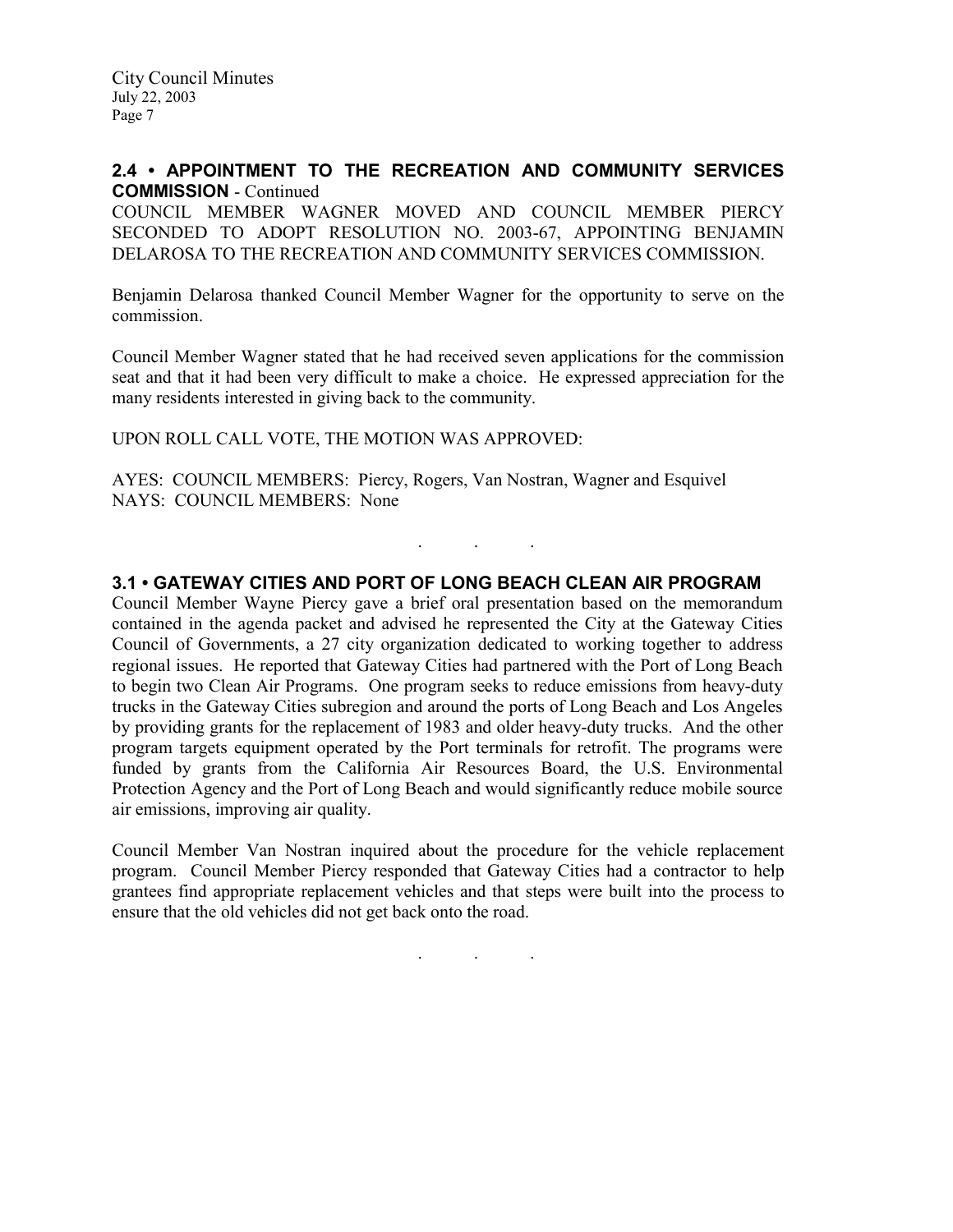## 2.4 • APPOINTMENT TO THE RECREATION AND COMMUNITY SERVICES COMMISSION - Continued

COUNCIL MEMBER WAGNER MOVED AND COUNCIL MEMBER PIERCY SECONDED TO ADOPT RESOLUTION NO. 2003-67, APPOINTING BENJAMIN DELAROSA TO THE RECREATION AND COMMUNITY SERVICES COMMISSION.

Benjamin Delarosa thanked Council Member Wagner for the opportunity to serve on the commission.

Council Member Wagner stated that he had received seven applications for the commission seat and that it had been very difficult to make a choice. He expressed appreciation for the many residents interested in giving back to the community.

UPON ROLL CALL VOTE, THE MOTION WAS APPROVED:

AYES: COUNCIL MEMBERS: Piercy, Rogers, Van Nostran, Wagner and Esquivel
NAYS: COUNCIL MEMBERS: None

. . .

## 3.1 • GATEWAY CITIES AND PORT OF LONG BEACH CLEAN AIR PROGRAM

Council Member Wayne Piercy gave a brief oral presentation based on the memorandum contained in the agenda packet and advised he represented the City at the Gateway Cities Council of Governments, a 27 city organization dedicated to working together to address regional issues. He reported that Gateway Cities had partnered with the Port of Long Beach to begin two Clean Air Programs. One program seeks to reduce emissions from heavy-duty trucks in the Gateway Cities subregion and around the ports of Long Beach and Los Angeles by providing grants for the replacement of 1983 and older heavy-duty trucks. And the other program targets equipment operated by the Port terminals for retrofit. The programs were funded by grants from the California Air Resources Board, the U.S. Environmental Protection Agency and the Port of Long Beach and would significantly reduce mobile source air emissions, improving air quality.

Council Member Van Nostran inquired about the procedure for the vehicle replacement program. Council Member Piercy responded that Gateway Cities had a contractor to help grantees find appropriate replacement vehicles and that steps were built into the process to ensure that the old vehicles did not get back onto the road.

. . .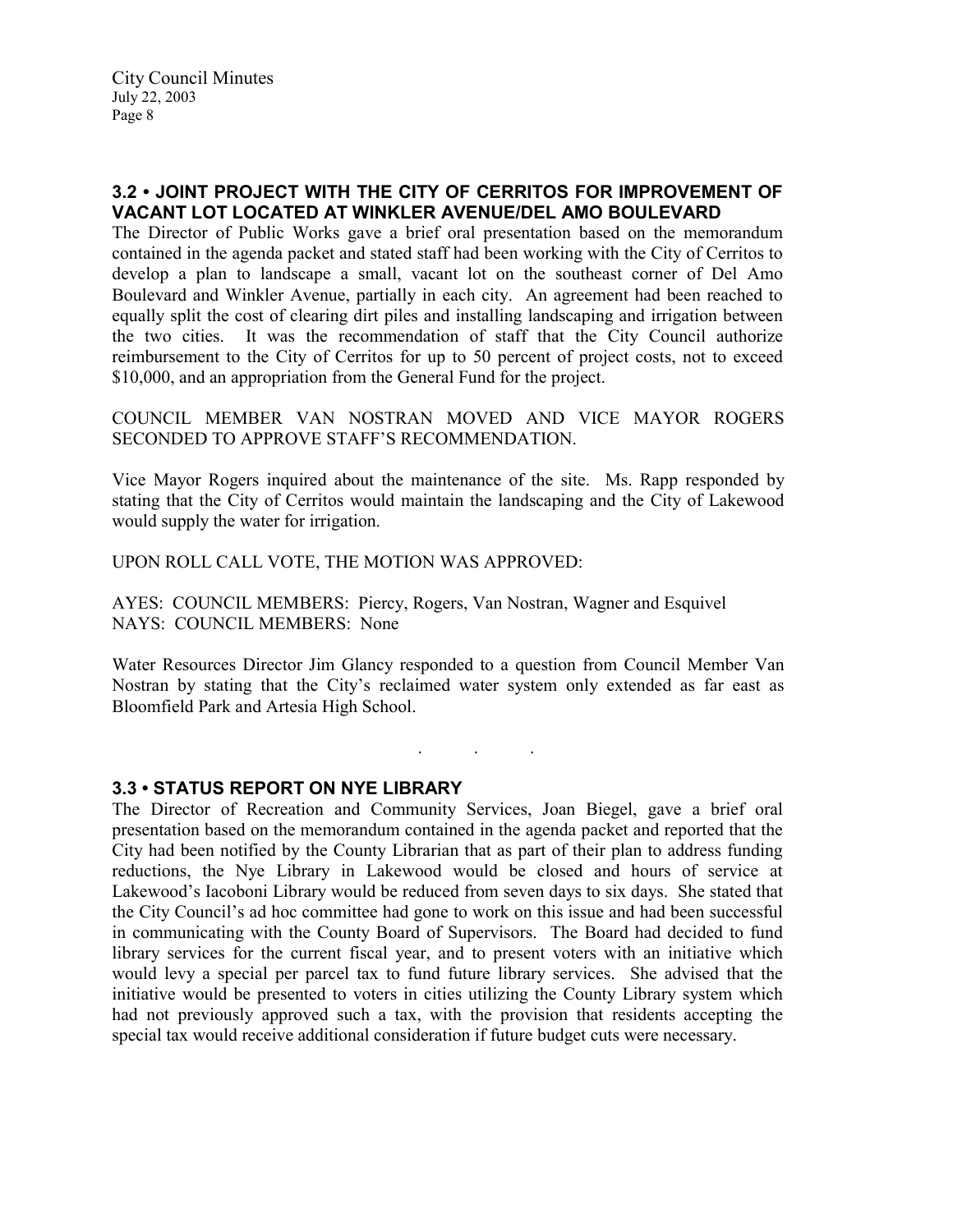## 3.2 • JOINT PROJECT WITH THE CITY OF CERRITOS FOR IMPROVEMENT OF VACANT LOT LOCATED AT WINKLER AVENUE/DEL AMO BOULEVARD

The Director of Public Works gave a brief oral presentation based on the memorandum contained in the agenda packet and stated staff had been working with the City of Cerritos to develop a plan to landscape a small, vacant lot on the southeast corner of Del Amo Boulevard and Winkler Avenue, partially in each city. An agreement had been reached to equally split the cost of clearing dirt piles and installing landscaping and irrigation between the two cities. It was the recommendation of staff that the City Council authorize reimbursement to the City of Cerritos for up to 50 percent of project costs, not to exceed $10,000, and an appropriation from the General Fund for the project.

COUNCIL MEMBER VAN NOSTRAN MOVED AND VICE MAYOR ROGERS SECONDED TO APPROVE STAFF'S RECOMMENDATION.

Vice Mayor Rogers inquired about the maintenance of the site. Ms. Rapp responded by stating that the City of Cerritos would maintain the landscaping and the City of Lakewood would supply the water for irrigation.

UPON ROLL CALL VOTE, THE MOTION WAS APPROVED:

AYES: COUNCIL MEMBERS: Piercy, Rogers, Van Nostran, Wagner and Esquivel
NAYS: COUNCIL MEMBERS: None

Water Resources Director Jim Glancy responded to a question from Council Member Van Nostran by stating that the City's reclaimed water system only extended as far east as Bloomfield Park and Artesia High School.

. . .

## 3.3 • STATUS REPORT ON NYE LIBRARY

The Director of Recreation and Community Services, Joan Biegel, gave a brief oral presentation based on the memorandum contained in the agenda packet and reported that the City had been notified by the County Librarian that as part of their plan to address funding reductions, the Nye Library in Lakewood would be closed and hours of service at Lakewood's Iacoboni Library would be reduced from seven days to six days. She stated that the City Council's ad hoc committee had gone to work on this issue and had been successful in communicating with the County Board of Supervisors. The Board had decided to fund library services for the current fiscal year, and to present voters with an initiative which would levy a special per parcel tax to fund future library services. She advised that the initiative would be presented to voters in cities utilizing the County Library system which had not previously approved such a tax, with the provision that residents accepting the special tax would receive additional consideration if future budget cuts were necessary.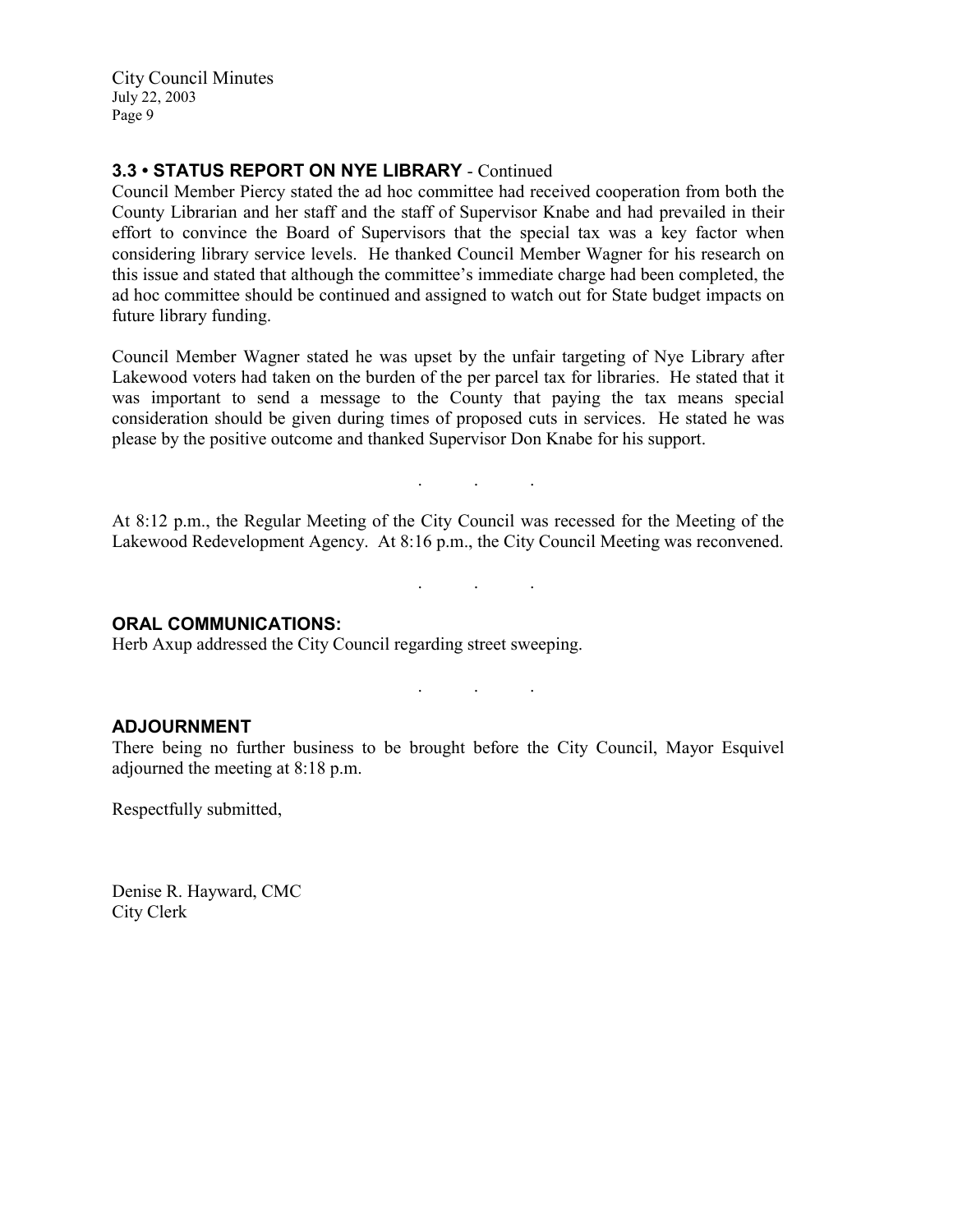### 3.3 • STATUS REPORT ON NYE LIBRARY - Continued

Council Member Piercy stated the ad hoc committee had received cooperation from both the County Librarian and her staff and the staff of Supervisor Knabe and had prevailed in their effort to convince the Board of Supervisors that the special tax was a key factor when considering library service levels. He thanked Council Member Wagner for his research on this issue and stated that although the committee's immediate charge had been completed, the ad hoc committee should be continued and assigned to watch out for State budget impacts on future library funding.

Council Member Wagner stated he was upset by the unfair targeting of Nye Library after Lakewood voters had taken on the burden of the per parcel tax for libraries. He stated that it was important to send a message to the County that paying the tax means special consideration should be given during times of proposed cuts in services. He stated he was please by the positive outcome and thanked Supervisor Don Knabe for his support.

. . .

At 8:12 p.m., the Regular Meeting of the City Council was recessed for the Meeting of the Lakewood Redevelopment Agency. At 8:16 p.m., the City Council Meeting was reconvened.

. . .

### ORAL COMMUNICATIONS:

Herb Axup addressed the City Council regarding street sweeping.

. . .

### ADJOURNMENT

There being no further business to be brought before the City Council, Mayor Esquivel adjourned the meeting at 8:18 p.m.

Respectfully submitted,

Denise R. Hayward, CMC
City Clerk